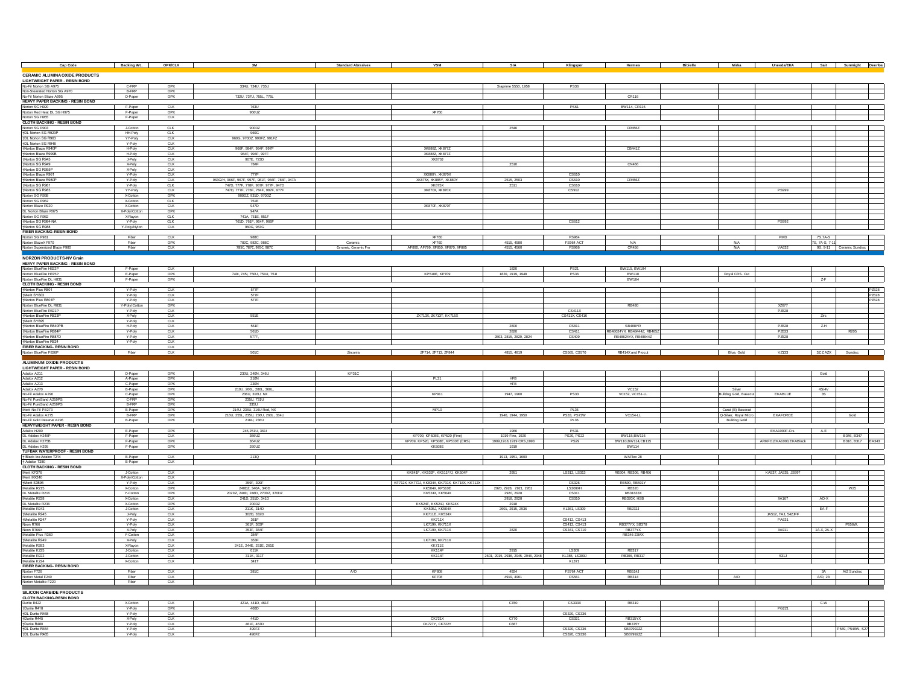| Cap Code | Backing Wt. | OPK/CLK | 3M | Standard Abrasives | VSM | SIA | Klingspor | Hermes | Bibielle | Mirka | Uneeda/EKA | Sait | Sunmight | Deerfos |
|---|---|---|---|---|---|---|---|---|---|---|---|---|---|---|
| **CERAMIC ALUMINA OXIDE PRODUCTS** | | | | | | | | | | | | | | |
| **LIGHTWEIGHT PAPER - RESIN BOND** | | | | | | | | | | | | | | |
| No-Fil Norton SG A975 | C-FRP | OPK | 334U, 734U, 735U | | | Siaprime 5550, 1958 | PS36 | | | | | | | |
| Non-Stearated Norton SG A970 | B-FRP | OPK | | | | | | | | | | | | |
| No-Fil Norton Blaze A995 | D-Paper | OPK | 732U, 737U, 755L, 775L | | | | | CR116 | | | | | | |
| **HEAVY PAPER BACKING - RESIN BOND** | | | | | | | | | | | | | | |
| Norton SG H920 | F-Paper | CLK | 763U | | | | PS61 | BW114, CR118 | | | | | | |
| Norton Red Heat DL SG H975 | F-Paper | OPK | 966UZ | | XP760 | | | | | | | | | |
| Norton SG H985 | F-Paper | CLK | | | | | | | | | | | | |
| **CLOTH BACKING - RESIN BOND** | | | | | | | | | | | | | | |
| Norton SG R903 | J-Cotton | CLK | 900DZ | | | 2546 | | CR456Z | | | | | | |
| †DL Norton SG R923P | HH-Poly | CLK | 980G | | | | | | | | | | | |
| †DL Norton SG R963 | YY-Poly | CLK | 980G, 970DZ, 990FZ, 991FZ | | | | | | | | | | | |
| †DL Norton SG R948 | Y-Poly | CLK | | | | | | | | | | | | |
| †Norton Blaze R940P | H-Poly | CLK | 966F, 984F, 994F, 997F | | XK888Z, XK877Z | | | CB441Z | | | | | | |
| †Norton Blaze R998B | H-Poly | CLK | 984F, 994F, 997F | | XK888Z, XK877Z | | | | | | | | | |
| †Norton SG R945 | J-Poly | CLK | 907E, 723D | | XK870J | | | | | | | | | |
| †Norton SG R949 | X-Poly | CLK | 784F | | | 2510 | | CN466 | | | | | | |
| †Norton SG R955P | X-Poly | CLK | | | | | | | | | | | | |
| †Norton Blaze R981 | Y-Poly | CLK | 777F | | XK880Y, XK870X | | CS610 | | | | | | | |
| †Norton Blaze R980P | Y-Poly | CLK | 963G/H, 966F, 967F, 997F, 981F, 984F, 784F, 947A | | XK875X, XK885Y, XK880Y | 2515, 2503 | CS610 | CR456Z | | | | | | |
| †Norton SG R981 | Y-Poly | CLK | 747D, 777F, 778F, 987F, 977F, 947D | | XK875X | 2511 | CS610 | | | | | | | |
| †Norton SG R983 | YY-Poly | CLK | 747D, 777F, 778F, 784F, 987F, 977F | | XK870X, XK870X | | CS912 | | | | PS999 | | | |
| Norton SG R938 | X-Cotton | OPK | 900DZ, 931D, 970DZ | | | | | | | | | | | |
| Norton SG R962 | X-Cotton | CLK | 751E | | | | | | | | | | | |
| Norton Blaze R920 | X-Cotton | CLK | 947D | | XK870F, XK870T | | | | | | | | | |
| DL Norton Blaze R975 | X-Poly/Cotton | OPK | 947A | | | | | | | | | | | |
| Norton SG R982 | X-Rayon | CLK | 741A, 751E, 951F | | | | | | | | | | | |
| †Norton SG R984-NA | Y-Poly | CLK | 761D, 763F, 964F, 966F | | | | CS612 | | | | PS992 | | | |
| †Norton SG R988 | Y-Poly/Nylon | CLK | 980G, 963G | | | | | | | | | | | |
| **FIBER BACKING-RESIN BOND** | | | | | | | | | | | | | | |
| Norton SG F981 | Fiber | CLK | 988C | | XF760 | | FS964 | | | | PMD | 7S,7A-S | | |
| Norton BlazeX F970 | Fiber | OPK | 782C, 982C, 988C | Ceramic | XF760 | 4515, 4580 | FS964 ACT | N/A | | N/A | | 7S, 7A-S, 7-11 | | |
| Norton Supersized Blaze F980 | Fiber | CLK | 785C, 787C, 985C, 987C | Ceramic, Ceramic Pro | AF890, AF799, XF850, XF870, XF885 | 4515, 4560 | FS966 | CR456 | | N/A | VA632 | 9S, 9-11 | Ceramic Sundisc | |
| **NORZON PRODUCTS-NV Grain** | | | | | | | | | | | | | | |
| **HEAVY PAPER BACKING - RESIN BOND** | | | | | | | | | | | | | | |
| Norton BlueFire H822P | F-Paper | CLK | | | | 1820 | PS21 | BW115, BW184 | | | | | | |
| Norton BlueFire H875P | E-Paper | OPK | 740I, 745I, 750U, 751U, 751I | | KP510E, KP709 | 1820, 1919, 1948 | PS36 | BW110 | | Royal CRS. Cut | | | | |
| Norton BlueFire DL H831 | F-Paper | OPK | | | | | | BW184 | | | | Z-F | | |
| **CLOTH BACKING - RESIN BOND** | | | | | | | | | | | | | | |
| †Norton Plus R801 | Y-Poly | CLK | 577F | | | | | | | | | | | PZ628 |
| †Merit SY603 | Y-Poly | CLK | 577F | | | | | | | | | | | PZ628 |
| †Norton Plus R801P | Y-Poly | CLK | 577F | | | | | | | | | | | PZ628 |
| Norton BlueFire DL R831 | Y-Poly/Cotton | OPK | | | | | | RB460 | | | XZ677 | | | |
| Norton BlueFire R821P | Y-Poly | CLK | | | | | CS411X | | | | PZ528 | | | |
| †Norton BlueFire R823P | X-Poly | CLK | 551E | | ZK713X, ZK713T, KK715X | | CS411X, CS416 | | | | | Zirc | | |
| †Merit SY685 | Y-Poly | CLK | | | | | | | | | | | | |
| †Norton BlueFire R840PB | H-Poly | CLK | 561F | | | 2800 | CS811 | SB488YR | | | PZ628 | Z-H | | |
| †Norton BlueFire R884P | Y-Poly | CLK | 561D | | | 2820 | CS411 | RB48024YX, RB48444Z, RB485Z | | | PZ633 | | R205 | |
| †Norton BlueFire R887D | Y-Poly | CLK | 577F, | | | 2803, 2815, 2829, 2824 | CS409 | RB48624YX, RB48644Z | | | PZ528 | | | |
| †Norton BlueFire R824 | Y-Poly | CLK | | | | | | | | | | | | |
| **FIBER BACKING- RESIN BOND** | | CLK | | | | | | | | | | | | |
| Norton BlueFire F826P | Fiber | CLK | 501C | Zirconia | ZF714, ZF713, ZF844 | 4615, 4819 | CS565, CS570 | RB414X and Procut | | Blue, Gold | VZ133 | 3Z,Z,AZX | Sundisc | |
| **ALUMINUM OXIDE PRODUCTS** | | | | | | | | | | | | | | |
| **LIGHTWEIGHT PAPER - RESIN BOND** | | | | | | | | | | | | | | |
| Adalox A211 | D-Paper | OPK | 230U, 240N, 346U | KP31C | | | | | | | | Gold | | |
| Adalox A212 | A-Paper | OPK | 210N | | PL31 | HFB | | | | | | | | |
| Adalox A213 | C-Paper | OPK | 230N | | | HFB | | | | | | | | |
| Adalox A270 | B-Paper | OPK | 210U, 260L, 280L, 360L, | | | | | VC152 | | Silver | | 4S/4V | | |
| No-Fil Adalox A290 | C-Paper | OPK | 236U, 316U, NX | | KP911 | 1947, 1960 | PS33 | VC152, VC151-LL | | Bulldog Gold, Basecut | EKABLUE | 3S | | |
| No-Fil PureSand A259PS | C-FRP | OPK | 235U, 731U | | | | | | | | | | | |
| No-Fil PureSand A258PS | B-FRP | OPK | 335U, | | | | | | | | | | | |
| Merit No-Fil PB273 | B-Paper | OPK | 214U, 236U, 316U Red, NX | | MP10 | | PL36 | | | Carat (B) Basecut | | | | |
| No-Fil Adalox A275 | B-FRP | OPK | 216U, 255L, 235U, 236U, 260L, 334U | | | 1940, 1944, 1950 | PS33, PS73W | VC154-LL | | Q-Silver, Royal Micro | EKAFORCE | | Gold | |
| No-Fil Gold Reserve A296 | B-Paper | OPK | 216U, 236U | | | | PL36 | | | Bulldog Gold | | | | |
| **HEAVYWEIGHT PAPER - RESIN BOND** | | | | | | | | | | | | | | |
| Adalox H290 | E-Paper | OPK | 245,251U, 361I | | | 1966 | PS31 | | | | EKA1000F-Crs. | A-E | | |
| DL Adalox H248P | F-Paper | OPK | 366UZ | | KP709, KP508E, KP520 (Fine) | 1919 Fine, 1920 | PS20, PS22 | BW115,BW116 | | | | | B346, B347 | |
| DL Adalox H275B | F-Paper | OPK | 364UZ | | KP709, KP520, KP508E, KP510E (CRS) | 1909,1918,1919 CRS,1993 | PS29 | BW110,BW114,CB115 | | | ARKFO,EKA1000,EKABlack | | B316, B317 | EA343 |
| DL Adalox H295 | F-Paper | OPK | 260UZ | | KK508E | 1919 | | BW114 | | | | | | |
| **TUFBAK WATERPROOF - RESIN BOND** | | | | | | | | | | | | | | |
| † Black Ice Adalox T214 | B-Paper | CLK | 213Q | | | 1913, 1951, 1600 | | WAFlex 28 | | | | | | |
| † Adalox T280 | B-Paper | CLK | | | | | | | | | | | | |
| **CLOTH BACKING - RESIN BOND** | | | | | | | | | | | | | | |
| Merit XF370 | J-Cotton | CLK | | | KK841F, KK532F, KK511F/J, KK504F | 2951 | LS312, LS313 | RB304, RB306, RB406 | | | KA537, JA535, J5997 | | | |
| Merit MX240 | X-Poly/Cotton | CLK | | | | | | | | | | | | |
| †Merit SX895 | Y-Poly | CLK | 359F, 399F | | KF712X, KK772J, KK834X, KK731X, KK718X, KK712X | | CS326 | RB590, RB591Y | | | | | | |
| Metalite R215 | X-Cotton | OPK | 240DZ, 340A, 340D | | KK504X, KP510E | 2920, 2928, 2921, 2951 | LS309XH | RB320 | | | | | W25 | |
| DL Metalite R216 | Y-Cotton | OPK | 202DZ, 240D, 248D, 270DZ, 370DZ | | KK524X, KK504X | 2920, 2928 | CS311 | RB31633X | | | | | | |
| Metalite R228 | X-Cotton | CLK | 241D, 251D, 341D | | | 2918, 2928 | CS310 | RB320X, HSB | | | XA167 | AO-X | | |
| DL Metalite R236 | X-Cotton | OPK | 200DZ | | KK524F, KK524J, KK524X | 2918 | | | | | | | | |
| Metalite R243 | J-Cotton | CLK | 211K, 314D | | KK505J, KK504X | 2601, 2915, 2936 | KL361, LS309 | RB232J | | | | EA-F | | |
| †Metalite R245 | J-Poly | CLK | 302D, 332D | | KK711E, KK524X | | | | | | JA512, TA1, 5423FF | | | |
| †Metalite R247 | Y-Poly | CLK | 361F | | KK711X | | CS412, CS413 | | | | PA631 | | | |
| Neon R766 | Y-Poly | CLK | 361F, 363F | | LK719X, KK711X | | CS412, CS413 | RB377YX, SB378 | | | | | P656W, | |
| Neon R766X | X-Poly | CLK | 353F, 384F | | LK719X, KK711X | 2820 | CS341, CS710 | RB377YX | | | XA911 | 1A-X, 2A-X | | |
| Metalite Plus R389 | Y-Cotton | CLK | 384F | | | | | RB346-Z9MX | | | | | | |
| †Metalite R249 | X-Poly | CLK | 353F | | LK719X, KK711X | | | | | | | | | |
| Metalite R283 | X-Rayon | CLK | 241E, 244E, 251E, 261E | | KK711E | | | | | | | | | |
| Metalite K225 | J-Cotton | CLK | 011K | | KK114F | 2915 | LS309 | RB317 | | | | | | |
| Metalite R222 | J-Cotton | CLK | 311K, 311T | | KK114F | 2601, 2915, 2936, 2946, 2948 | KL385, LS309J | RB306, RB317 | | | 531J | | | |
| Metalite K224 | X-Cotton | CLK | 341T | | | | KL371 | | | | | | | |
| **FIBER BACKING- RESIN BOND** | | | | | | | | | | | | | | |
| Norton F726 | Fiber | CLK | 381C | A/O | KF808 | 4924 | FS764 ACT | RB514J | | | | 3A | A/Z Sundisc | |
| Norton Metal F240 | Fiber | CLK | | | KF708 | 4919, 4961 | CS561 | RB314 | | A/O | | A/O, 2A | | |
| Norton Metalite F220 | Fiber | CLK | | | | | | | | | | | | |
| **SILICON CARBIDE PRODUCTS** | | | | | | | | | | | | | | |
| **CLOTH BACKING-RESIN BOND** | | | | | | | | | | | | | | |
| Durite R422 | X-Cotton | CLK | 421A, 441D, 461F | | | C780 | CS333X | RB319 | | | | C-W | | |
| †Durite R478 | Y-Poly | OPK | 460D | | | | | | | | PG221 | | | |
| †DL Durite R468 | Y-Poly | CLK | | | | | CS320, CS336 | | | | | | | |
| †Durite R445 | X-Poly | CLK | 441D | | CK721X | C770 | CS321 | RB315YX | | | | | | |
| †Durite R480 | Y-Poly | CLK | 461F, 463D | | CK727Y, CK722Y | C887 | | RB375Y | | | | | | |
| †DL Durite R464 | Y-Poly | CLK | 490FZ | | | | CS320, CS336 | SB37992ZZ | | | | | P549, P548W, S27 | |
| †DL Durite R485 | Y-Poly | CLK | 490FZ | | | | CS320, CS336 | SB37992ZZ | | | | | | |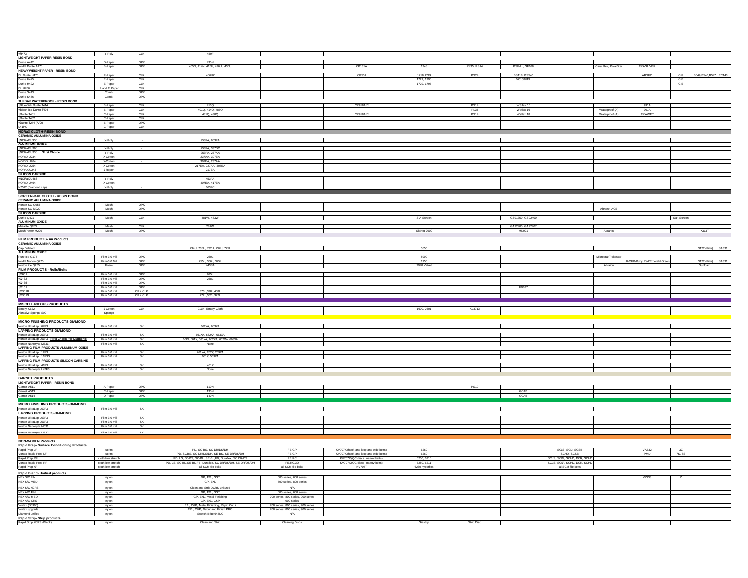| | | | | | | | | | | | | | | |
|---|---|---|---|---|---|---|---|---|---|---|---|---|---|---|
| tR473 | Y-Poly | CLK | 459F | | | | | | | | | | | |
| **LIGHTWEIGHT PAPER-RESIN BOND** | | | | | | | | | | | | | | |
| Durite A412 | D-Paper | OPX | 435N | | | | | | | | | | | |
| No-Fil Durite A475 | B-Paper | OPX | 405N, 414N, 415U, 426U, 435U | | CP131A | 1748 | PL35, PS14 | PSF-LL, SF168 | | CaratFlex, PolarStar | EKASILVER | | | |
| **HEAVYWEIGHT PAPER - RESIN BOND** | | | | | | | | | | | | | | |
| DL Durite H475 | F-Paper | CLK | 466UZ | | CP501 | 1718,1749 | PS24 | BS118, BS540 | | | ARSFO | C-F | BS49,BS46,BS47 | EC143 |
| Durite H425 | E-Paper | CLK | | | | 1729, 1796 | | VC158VEL | | | | C-E | | |
| Durite H422 | E-Paper | CLK | | | | 1729, 1796 | | | | | | C-E | | |
| DL H760 | F and E Paper | CLK | | | | | | | | | | | | |
| Durite S413 | Comb. | OPX | | | | | | | | | | | | |
| Durite S456 | Comb. | OPX | | | | | | | | | | | | |
| **TUFBAK WATERPROOF - RESIN BOND** | | | | | | | | | | | | | | |
| tBlue-Bak Durite T414 | B-Paper | CLK | 413Q | | CP918A/C | | PS14 | WSflex 16 | | | 991A | | | |
| tBlack Ice Durite T401 | B-Paper | CLK | 401Q, 414Q, 486Q | | | | PL35 | Wsflex 16 | | Waterproof (A) | 991A | | | |
| tDurite T461 | C-Paper | CLK | 431Q, 438Q | | CP918A/C | | PS14 | Wsflex 18 | | Waterproof (A) | EKAWET | | | |
| tDurite T482 | C-Paper | CLK | | | | | | | | | | | | |
| tDurite T214 (A/O) | B-Paper | OPX | | | | | | | | | | | | |
| L41PC | C-Paper | CLK | | | | | | | | | | | | |
| **NORaX CLOTH-RESIN BOND** | | | | | | | | | | | | | | |
| **CERAMIC AULUMINA OXIDE** | | | | | | | | | | | | | | |
| tNORaX U936 | Y-Poly | - | 953FA, 963FA | | | | | | | | | | | |
| **ALUMINUM OXIDE** | | | | | | | | | | | | | | |
| tNORaX U366 | Y-Poly | - | 253FA, 337DC | | | | | | | | | | | |
| tNORaX U336 *First Choice | Y-Poly | - | 253FA, 237AA | | | | | | | | | | | |
| NORaX U234 | X-Cotton | - | 237AA, 307EA | | | | | | | | | | | |
| NORaX U264 | X-Cotton | - | 307EA, 237AA | | | | | | | | | | | |
| NORaX U254 | X-Cotton | - | 217EA, 237AA, 307EA | | | | | | | | | | | |
| NORAX U243 | J-Rayon | - | 217EA | | | | | | | | | | | |
| **SILICON CARBIDE** | | | | | | | | | | | | | | |
| tNORaX U466 | Y-Poly | - | 453FA | | | | | | | | | | | |
| NORaX U464 | X-Cotton | - | 407EA, 417EA | | | | | | | | | | | |
| N7512 (Diamond cap) | Y-Poly | - | 663FC | | | | | | | | | | | |
| **SCREEN-BAK CLOTH - RESIN BOND** | | | | | | | | | | | | | | |
| **CERAMIC AULUMINA OXIDE** | | | | | | | | | | | | | | |
| Norton SG Q955 | Mesh | OPX | | | | | | | | | | | | |
| Norton SG M920 | Mesh | OPX | | | | | | | | Abranet ACE | | | | |
| **SILICON CARBIDE** | | | | | | | | | | | | | | |
| Durite Q421 | Mesh | CLK | 481W, 483W | | | SIA-Screen | | GS91350, GS92400 | | | | Sait-Screen | | |
| **ALUMINUM OXIDE** | | | | | | | | | | | | | | |
| Metalite Q263 | Mesh | CLK | 281W | | | | | GA92400, GA92407 | | | | | | |
| MeshPower M229 | Mesh | OPX | | | | SiaNet 7900 | | MN921 | | Abranet | | | X313T | |
| **FILM PRODUCTS- AA Products** | | | | | | | | | | | | | | |
| **CERAMIC AULUMINA OXIDE** | | | | | | | | | | | | | | |
| Cap Deleted | | | 734U, 735U, 732U, 737U, 775L | | | 5550 | | | | | | | L312T (Film) | SA331 |
| **ALUMINUM OXIDE** | | | | | | | | | | | | | | |
| Pure Ice Q175 | Film 3.0 mil | OPX | 260L | | | 5999 | | | | Microstar/Polarstar | | | | |
| No-Fil Norton Q275 | Film-3.0 Mil | OPX | 255L, 366L, 375L | | | 1950 | | | | | UAOFR-Ruby Red/Emerald Green | | L312T (Film) | SA331 |
| Norton Ice Q255 | Foam | OPX | 443SA | | | 7940 Velvet | | | | Abralon | | | Surikam | |
| **FILM PRODUCTS - Rolls/Belts** | | | | | | | | | | | | | | |
| tQ651 | Film 5.0 mil | OPX | 675L | | | | | | | | | | | |
| tQ132 | Film 3.0 mil | OPX | 268L | | | | | | | | | | | |
| tQ135 | Film 3.0 mil | OPX | | | | | | | | | | | | |
| tQ151 | Film 5.0 mil | OPX | | | | | | FB637 | | | | | | |
| tQ351R | Film 5.0 mil | OPX,CLK | 373L,378L,468L | | | | | | | | | | | |
| tQ351S | Film 5.0 mil | OPX,CLK | 272L,362L,372L | | | | | | | | | | | |
| **MISCELLANEOUS PRODUCTS** | | | | | | | | | | | | | | |
| Emery K622 | J-Cotton | CLK | 011K, Emery Cloth | | | 1600, 2601 | KL371X | | | | | | | |
| Abrasive Sponge S/C | Sponge | | | | | | | | | | | | | |
| **MICRO FINISHING PRODUCTS-DIAMOND** | | | | | | | | | | | | | | |
| Norton UltraLap L67F3 | Film 3.0 mil | SK | 662XA, 663XA | | | | | | | | | | | |
| **LAPPING PRODUCTS-DIAMOND** | | | | | | | | | | | | | | |
| Norton UltraLap L63F3 | Film 3.0 mil | SK | 661XA, 662XA, 663XA | | | | | | | | | | | |
| Norton UltraLap L61F3 (First Choice for Diamond) | Film 3.0 mil | SK | 668X, 661X, 661XA, 662XA, 662XW 663XA | | | | | | | | | | | |
| Norton Nanozyte M631 | Film 3.0 mil | SK | None | | | | | | | | | | | |
| **LAPPING FILM PRODUCTS-ALUMINUM OXIDE** | | | | | | | | | | | | | | |
| Norton UltraLap L12F3 | Film 3.0 mil | SK | 261XA, 262X, 268XA | | | | | | | | | | | |
| Norton UltraLap L11F3S | Film 3.0 mil | SK | 061X, 569XA | | | | | | | | | | | |
| **LAPPING FILM PRODUCTS-SILICON CARBINE** | | | | | | | | | | | | | | |
| Norton UltraLap L41F3 | Film 3.0 mil | SK | 461X | | | | | | | | | | | |
| Norton Nanozyte L42F3 | Film 3.0 mil | SK | None | | | | | | | | | | | |
| **GARNET PRODUCTS** | | | | | | | | | | | | | | |
| **LIGHTWEIGHT PAPER - RESIN BOND** | | | | | | | | | | | | | | |
| Garnet A511 | A-Paper | OPX | 110N | | | | PS10 | | | | | | | |
| Garnet A513 | C-Paper | OPX | 130N | | | | | GCAB | | | | | | |
| Garnet A514 | D-Paper | OPX | 140N | | | | | GCAB | | | | | | |
| **MICRO FINISHING PRODUCTS-DIAMOND** | | | | | | | | | | | | | | |
| Norton UltraLap L67F3 | Film 3.0 mil | SK | | | | | | | | | | | | |
| **LAPPING PRODUCTS-DIAMOND** | | | | | | | | | | | | | | |
| Norton UltraLap L63F3 | Film 3.0 mil | SK | | | | | | | | | | | | |
| Norton UltraLap L61F3 | Film 3.0 mil | SK | | | | | | | | | | | | |
| Norton Nanozyte M631 | Film 3.0 mil | SK | | | | | | | | | | | | |
| Norton Nanozyte M632 | Film 3.0 mil | SK | | | | | | | | | | | | |
| **NON-WOVEN Products** | | | | | | | | | | | | | | |
| **Rapid Prep- Surface Conditioning Products** | | | | | | | | | | | | | | |
| Rapid Prep LF | scrim | | PD, SC-BS, SC DR/DS/DH | FE,GP | KV707X (hook and loop and wide belts) | 6260 | | | SCLS, SCD, SCSB | | VA632 | 3Z | | |
| Vortex Rapid Prep LF | scrim | | PD, SC-BS, SC DR/DS/DH, SE-BS, SE DR/DS/DH | FE,GP | KV707X (hook and loop and wide belts) | 6260 | | | SCHD, SCSB | | PMD | 7S, 8S | | |
| Rapid Prep RF | cloth-low stretch | | PD, LS, SC-BS, SC-BL, SE-BL,FB, Duraflex, SC DR/DS | FE,RC | KV707X(QC discs, narrow belts) | 6250, 6210 | | | SCLS, SCXF, SCHD, DCR, SCHD | | | | | |
| Vortex Rapid Prep RF | cloth-low stretch | | PD, LS, SC-BS, SE-BL,FB, Duraflex, SC DR/DS/DH, SE DR/DS/DH | FE,RC,XD | KV707X(QC discs, narrow belts) | 6250, 6211 | | | SCLS, SCXF, SCHD, DCR, SCHD | | | | | |
| Rapid Prep XF | cloth-low stretch | | all SCM file belts | all SCM file belts | KV707T | 6230 hyperflex | | | all SCM file belts | | | | | |
| **Rapid Blend- Unified products** | | | | | | | | | | | | | | |
| NEX S/C FIN | nylon | | GP, EXL, SST | 500 series, 600 series | | | | | | | VZ133 | Z | | |
| NEX S/C MED | nylon | | GP, EXL | 700 series, 800 series | | | | | | | | | | |
| NEX S/C XCRS | nylon | | Clean and Strip XCRS unitized | N/A | | | | | | | | | | |
| NEX A/O FIN | nylon | | GP, EXL, SST | 500 series, 600 series | | | | | | | | | | |
| NEX A/O MED | nylon | | GP, EXL, Metal Finishing | 700 series, 800 series, 900 series | | | | | | | | | | |
| NEX A/O CRS | nylon | | GP, EXL, C&P | 900 series | | | | | | | | | | |
| Vortex (D0900) | nylon | | EXL, C&P, Metal Finishing, Rapid Cut + | 700 series, 800 series, 900 series | | | | | | | | | | |
| Vortex upgrade | nylon | | EXL, C&P, Debur and Finish PRO | 700 series, 800 series, 900 series | | | | | | | | | | |
| Diamond unified | nylon | | Scotch-Brite 64SDC | N/A | | | | | | | | | | |
| **Rapid Strip- Strip products** | | | | | | | | | | | | | | |
| Rapid Strip XCRS (Black) | nylon | | Clean and Strip | Cleaning Discs | | Siastrip | Strip Disc | | | | | | | |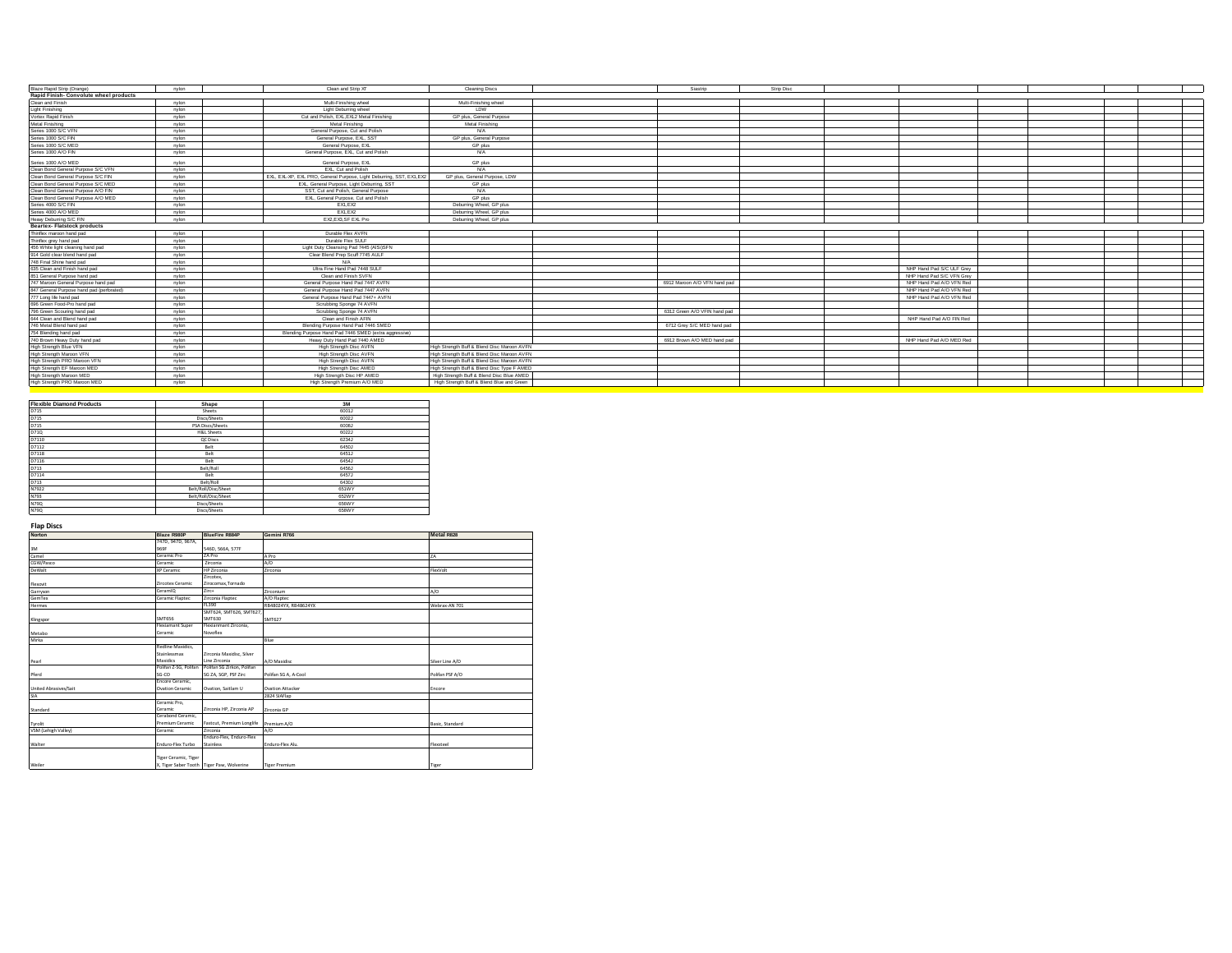| | | | | | | | | | |
|---|---|---|---|---|---|---|---|---|---|
| Blaze Rapid Strip (Orange) | nylon | | Clean and Strip XT | Cleaning Discs | | Siastrip | Strip Disc | | |
| **Rapid Finish- Convolute wheel products** | | | | | | | | | |
| Clean and Finish | nylon | | Multi-Finishing wheel | Multi-Finishing wheel | | | | | |
| Light Finishing | nylon | | Light Deburring wheel | LDW | | | | | |
| Vortex Rapid Finish | nylon | | Cut and Polish, EXL,EXL2 Metal Finishing | GP plus, General Purpose | | | | | |
| Metal Finishing | nylon | | Metal Finishing | Metal Finishing | | | | | |
| Series 1000 S/C VFN | nylon | | General Purpose, Cut and Polish | N/A | | | | | |
| Series 1000 S/C FIN | nylon | | General Purpose, EXL, SST | GP plus, General Purpose | | | | | |
| Series 1000 S/C MED | nylon | | General Purpose, EXL | GP plus | | | | | |
| Series 1000 A/O FIN | nylon | | General Purpose, EXL, Cut and Polish | N/A | | | | | |
| Series 1000 A/O MED | nylon | | General Purpose, EXL | GP plus | | | | | |
| Clean Bond General Purpose S/C VFN | nylon | | EXL, Cut and Polish | N/A | | | | | |
| Clean Bond General Purpose S/C FIN | nylon | | EXL, EXL-XP, EXL PRO, General Purpose, Light Deburring, SST, EXL2,EX2 | GP plus, General Purpose, LDW | | | | | |
| Clean Bond General Purpose S/C MED | nylon | | EXL, General Purpose, Light Deburring, SST | GP plus | | | | | |
| Clean Bond General Purpose A/O FIN | nylon | | SST, Cut and Polish, General Purpose | N/A | | | | | |
| Clean Bond General Purpose A/O MED | nylon | | EXL, General Purpose, Cut and Polish | GP plus | | | | | |
| Series 4000 S/C FIN | nylon | | EXL,EX2 | Deburring Wheel, GP plus | | | | | |
| Series 4000 A/O MED | nylon | | EXL,EX2 | Deburring Wheel, GP plus | | | | | |
| Heavy Deburring S/C FIN | nylon | | EX2,EX3,SF EXL Pro | Deburring Wheel, GP plus | | | | | |
| **Beartex- Flatstock products** | | | | | | | | | |
| Thinflex maroon hand pad | nylon | | Durable Flex AVFN | | | | | | |
| Thinflex grey hand pad | nylon | | Durable Flex SULF | | | | | | |
| 456 White light cleaning hand pad | nylon | | Light Duty Cleansing Pad 7445 (AIS)SFN | | | | | | |
| 914 Gold clear blend hand pad | nylon | | Clear Blend Prep Scuff 7745 AULF | | | | | | |
| 748 Final Shine hand pad | nylon | | N/A | | | | | | |
| 635 Clean and Finish hand pad | nylon | | Ultra Fine Hand Pad 7448 SULF | | | | | | NHP Hand Pad S/C ULF Grey |
| 851 General Purpose hand pad | nylon | | Clean and Finish SVFN | | | | | | NHP Hand Pad S/C VFN Grey |
| 747 Maroon General Purpose hand pad | nylon | | General Purpose Hand Pad 7447 AVFN | | | 6912 Maroon A/O VFN hand pad | | | NHP Hand Pad A/O VFN Red |
| 847 General Purpose hand pad (perforated) | nylon | | General Purpose Hand Pad 7447 AVFN | | | | | | NHP Hand Pad A/O VFN Red |
| 777 Long life hand pad | nylon | | General Purpose Hand Pad 7447+ AVFN | | | | | | NHP Hand Pad A/O VFN Red |
| 896 Green Food-Pro hand pad | nylon | | Scrubbing Sponge 74 AVFN | | | | | | |
| 796 Green Scouring hand pad | nylon | | Scrubbing Sponge 74 AVFN | | | 6312 Green A/O VFIN hand pad | | | |
| 644 Clean and Blend hand pad | nylon | | Clean and Finish AFIN | | | | | | NHP Hand Pad A/O FIN Red |
| 746 Metal Blend hand pad | nylon | | Blending Purpose Hand Pad 7446 SMED | | | 6712 Grey S/C MED hand pad | | | |
| 754 Blending hand pad | nylon | | Blending Purpose Hand Pad 7446 SMED (extra aggressive) | | | | | | |
| 740 Brown Heavy Duty hand pad | nylon | | Heavy Duty Hand Pad 7440 AMED | | | 6912 Brown A/O MED hand pad | | | NHP Hand Pad A/O MED Red |
| High Strength Blue VFN | nylon | | High Strength Disc AVFN | High Strength Buff & Blend Disc Maroon AVFN | | | | | |
| High Strength Maroon VFN | nylon | | High Strength Disc AVFN | High Strength Buff & Blend Disc Maroon AVFN | | | | | |
| High Strength PRO Maroon VFN | nylon | | High Strength Disc AVFN | High Strength Buff & Blend Disc Maroon AVFN | | | | | |
| High Strength EF Maroon MED | nylon | | High Strength Disc AMED | High Strength Buff & Blend Disc Type F AMED | | | | | |
| High Strength Maroon MED | nylon | | High Strength Disc HP AMED | High Strength Buff & Blend Disc Blue AMED | | | | | |
| High Strength PRO Maroon MED | nylon | | High Strength Premium A/O MED | High Strength Buff & Blend Blue and Green | | | | | |

| Flexible Diamond Products | Shape | 3M |
|---|---|---|
| D715 | Sheets | 6001J |
| D715 | Discs/Sheets | 6002J |
| D715 | PSA Discs/Sheets | 6008J |
| D71Q | H&L Sheets | 6022J |
| D7110 | QC Discs | 6234J |
| D7112 | Belt | 6450J |
| D7118 | Belt | 6451J |
| D7116 | Belt | 6454J |
| D713 | Belt/Roll | 6456J |
| D7114 | Belt | 6457J |
| D713 | Belt/Roll | 6430J |
| N7022 | Belt/Roll/Disc/Sheet | 651WY |
| N793 | Belt/Roll/Disc/Sheet | 652WY |
| N79Q | Discs/Sheets | 656WY |
| N79Q | Discs/Sheets | 658WY |

## Flap Discs

| Norton | Blaze R980P | BlueFire R884P | Gemini R766 | Metal R828 |
|---|---|---|---|---|
| 3M | 747D, 947D, 967A, 969F | 546D, 566A, 577F | | |
| Camel | Ceramic Pro | ZA Pro | A Pro | ZA |
| CGW/Pasco | Ceramic | Zirconia | A/O | |
| DeWalt | XP Ceramic | HP Zirconia | Zirconia | FlexVolt |
| Flexovit | Zircotex Ceramic | Zircotex, Zircocmax,Tornado | | |
| Garryson | CeramIQ | Zirc+ | Zirconium | A/O |
| GemTex | Ceramic Flaptec | Zirconia Flaptec | A/O flaptec | |
| Hermes | | RL590 | RB48024YX, RB48624YX | Webrax-AN 701 |
| Klingspor | SMT656 | SMT624, SMT626, SMT627, SMT630 | SMT627 | |
| Metabo | Flexiamant Super Ceramic | Flexiamant Zirconia, Novoflex | | |
| Mirka | | | Blue | |
| Pearl | Redline Maxidics, Stainlessmax Maxidics | Zirconia Maxidisc, Silver Line Zirconia | A/O Maxidisc | Silver Line A/O |
| Pferd | Polifan Z-SG, Polifan SG-CO | Polifan SG Zirkon, Polifan SG ZA, SGP, PSF Zirc | Polifan SG A, A-Cool | Polifan PSF A/O |
| United Abrasives/Sait | Encore Ceramic, Ovation Ceramic | Ovation, Saitlam U | Ovation Attacker | Encore |
| SIA | | | 2824 SIAFlap | |
| Standard | Ceramic Pro, Ceramic | Zirconia HP, Zirconia AP | Zirconia GP | |
| Tyrolit | Cerabond Ceramic, Premium Ceramic | Fastcut, Premium Longlife | Premium A/O | Basic, Standard |
| VSM (Lehigh Valley) | Ceramic | Zirconia | A/O | |
| Walter | Enduro-Flex Turbo | Enduro-Flex, Enduro-Flex Stainless | Enduro-Flex Alu. | Flexsteel |
| Weiler | Tiger Ceramic, Tiger X, Tiger Saber Tooth | Tiger Paw, Wolverine | Tiger Premium | Tiger |